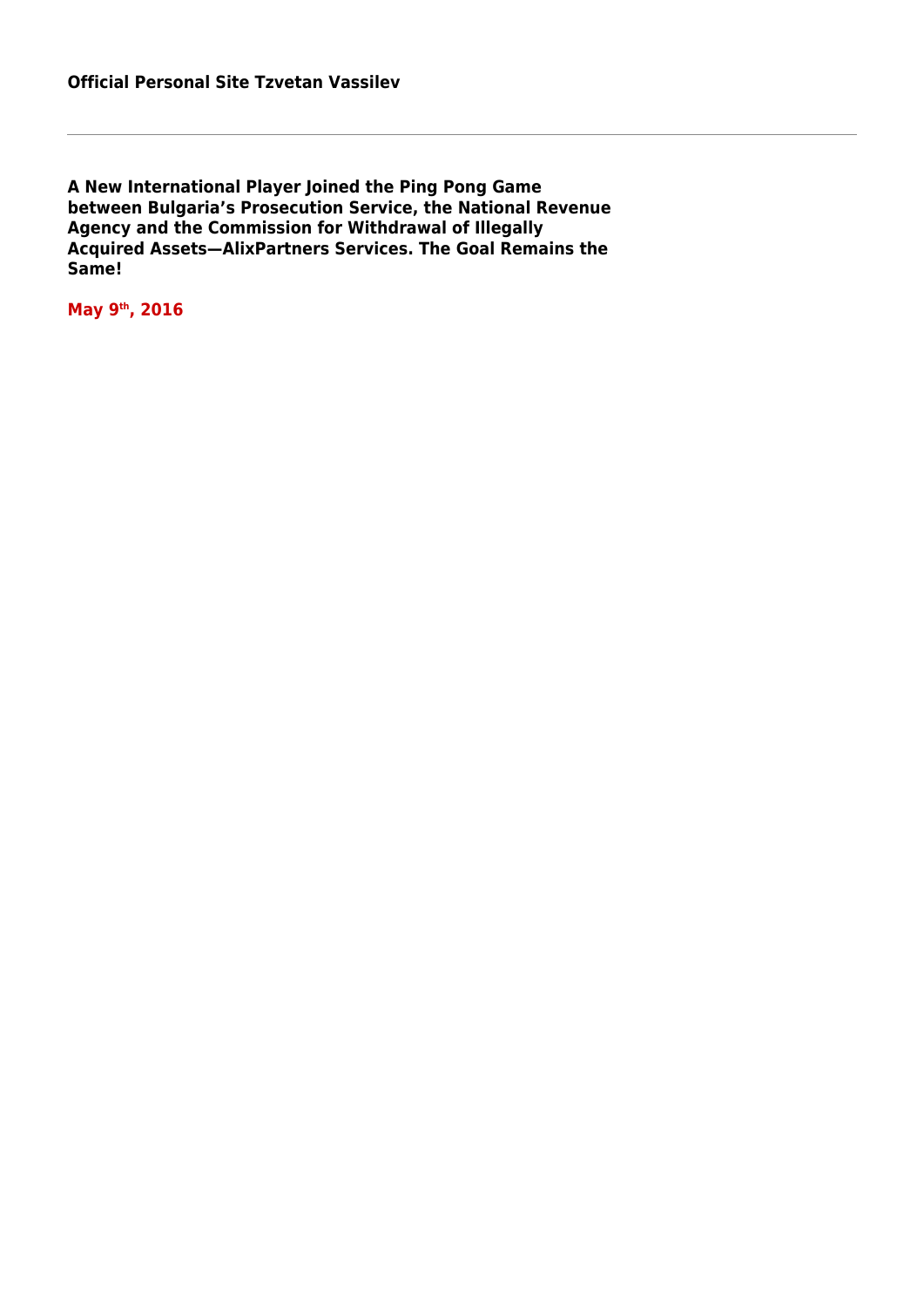**Official Personal Site Tzvetan Vassilev**

---

# A New International Player Joined the Ping Pong Game between Bulgaria's Prosecution Service, the National Revenue Agency and the Commission for Withdrawal of Illegally Acquired Assets—AlixPartners Services. The Goal Remains the Same!

**May 9th, 2016**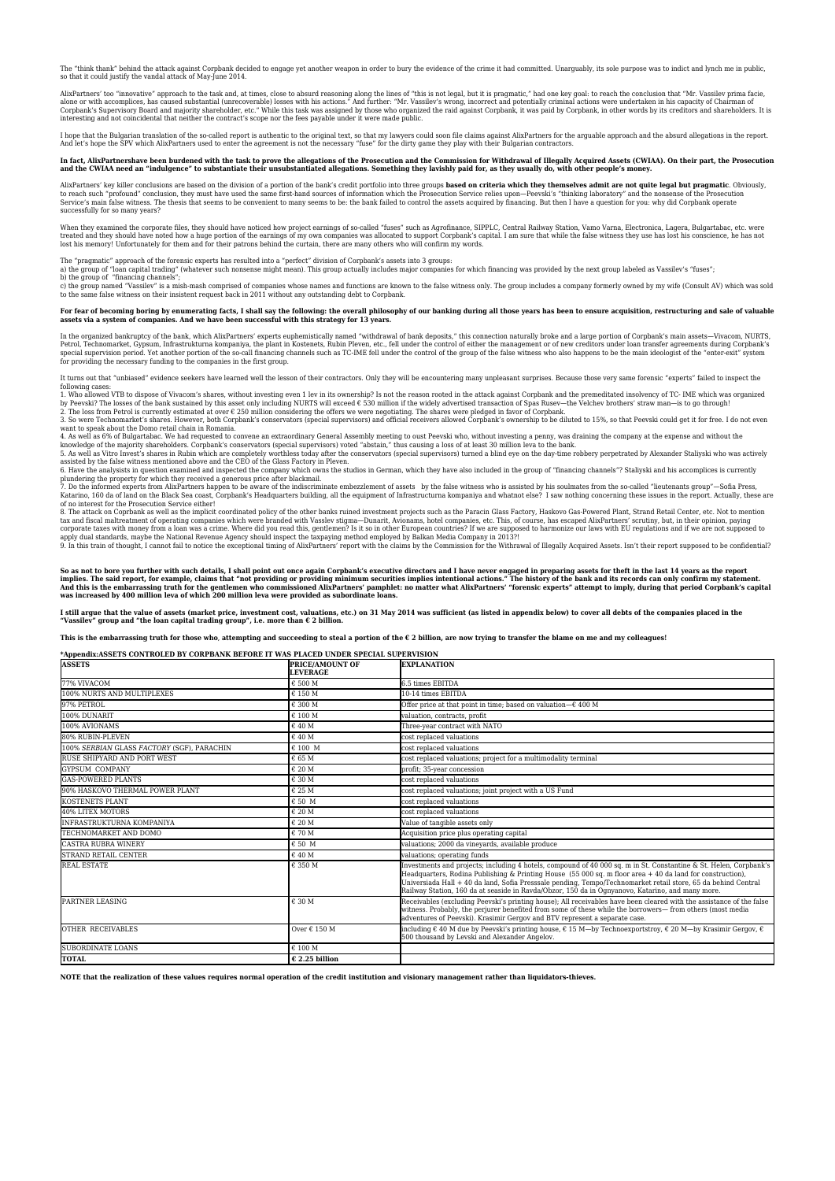The "think thank" behind the attack against Corpbank decided to engage yet another weapon in order to bury the evidence of the crime it had committed. Unarguably, its sole purpose was to indict and lynch me in public, so that it could justify the vandal attack of May-June 2014.

AlixPartners' too "innovative" approach to the task and, at times, close to absurd reasoning along the lines of "this is not legal, but it is pragmatic," had one key goal: to reach the conclusion that "Mr. Vassilev prima facie, alone or with accomplices, has caused substantial (unrecoverable) losses with his actions." And further: "Mr. Vassilev's wrong, incorrect and potentially criminal actions were undertaken in his capacity of Chairman of Corpbank's Supervisory Board and majority shareholder, etc." While this task was assigned by those who organized the raid against Corpbank, it was paid by Corpbank, in other words by its creditors and shareholders. It is interesting and not coincidental that neither the contract's scope nor the fees payable under it were made public.

I hope that the Bulgarian translation of the so-called report is authentic to the original text, so that my lawyers could soon file claims against AlixPartners for the arguable approach and the absurd allegations in the report. And let's hope the SPV which AlixPartners used to enter the agreement is not the necessary "fuse" for the dirty game they play with their Bulgarian contractors.

**In fact, AlixPartnershave been burdened with the task to prove the allegations of the Prosecution and the Commission for Withdrawal of Illegally Acquired Assets (CWIAA). On their part, the Prosecution and the CWIAA need an "indulgence" to substantiate their unsubstantiated allegations. Something they lavishly paid for, as they usually do, with other people's money.**

AlixPartners' key killer conclusions are based on the division of a portion of the bank's credit portfolio into three groups **based on criteria which they themselves admit are not quite legal but pragmatic**. Obviously, to reach such "profound" conclusion, they must have used the same first-hand sources of information which the Prosecution Service relies upon—Peevski's "thinking laboratory" and the nonsense of the Prosecution Service's main false witness. The thesis that seems to be convenient to many seems to be: the bank failed to control the assets acquired by financing. But then I have a question for you: why did Corpbank operate successfully for so many years?

When they examined the corporate files, they should have noticed how project earnings of so-called "fuses" such as Agrofinance, SIPPLC, Central Railway Station, Vamo Varna, Electronica, Lagera, Bulgartabac, etc. were treated and they should have noted how a huge portion of the earnings of my own companies was allocated to support Corpbank's capital. I am sure that while the false witness they use has lost his conscience, he has not lost his memory! Unfortunately for them and for their patrons behind the curtain, there are many others who will confirm my words.

The "pragmatic" approach of the forensic experts has resulted into a "perfect" division of Corpbank's assets into 3 groups:
a) the group of "loan capital trading" (whatever such nonsense might mean). This group actually includes major companies for which financing was provided by the next group labeled as Vassilev's "fuses";
b) the group of "financing channels";
c) the group named "Vassilev" is a mish-mash comprised of companies whose names and functions are known to the false witness only. The group includes a company formerly owned by my wife (Consult AV) which was sold to the same false witness on their insistent request back in 2011 without any outstanding debt to Corpbank.

**For fear of becoming boring by enumerating facts, I shall say the following: the overall philosophy of our banking during all those years has been to ensure acquisition, restructuring and sale of valuable assets via a system of companies. And we have been successful with this strategy for 13 years.**

In the organized bankruptcy of the bank, which AlixPartners' experts euphemistically named "withdrawal of bank deposits," this connection naturally broke and a large portion of Corpbank's main assets—Vivacom, NURTS, Petrol, Technomarket, Gypsum, Infrastrukturna kompaniya, the plant in Kostenets, Rubin Pleven, etc., fell under the control of either the management or of new creditors under loan transfer agreements during Corpbank's special supervision period. Yet another portion of the so-call financing channels such as TC-IME fell under the control of the group of the false witness who also happens to be the main ideologist of the "enter-exit" system for providing the necessary funding to the companies in the first group.

It turns out that "unbiased" evidence seekers have learned well the lesson of their contractors. Only they will be encountering many unpleasant surprises. Because those very same forensic "experts" failed to inspect the following cases:

1. Who allowed VTB to dispose of Vivacom's shares, without investing even 1 lev in its ownership? Is not the reason rooted in the attack against Corpbank and the premeditated insolvency of TC- IME which was organized by Peevski? The losses of the bank sustained by this asset only including NURTS will exceed € 530 million if the widely advertised transaction of Spas Rusev—the Velchev brothers' straw man—is to go through!
2. The loss from Petrol is currently estimated at over € 250 million considering the offers we were negotiating. The shares were pledged in favor of Corpbank.
3. So were Technomarket's shares. However, both Corpbank's conservators (special supervisors) and official receivers allowed Corpbank's ownership to be diluted to 15%, so that Peevski could get it for free. I do not even want to speak about the Domo retail chain in Romania.
4. As well as 6% of Bulgartabac. We had requested to convene an extraordinary General Assembly meeting to oust Peevski who, without investing a penny, was draining the company at the expense and without the knowledge of the majority shareholders. Corpbank's conservators (special supervisors) voted "abstain," thus causing a loss of at least 30 million leva to the bank.
5. As well as Vitro Invest's shares in Rubin which are completely worthless today after the conservators (special supervisors) turned a blind eye on the day-time robbery perpetrated by Alexander Staliyski who was actively assisted by the false witness mentioned above and the CEO of the Glass Factory in Pleven.
6. Have the analysists in question examined and inspected the company which owns the studios in German, which they have also included in the group of "financing channels"? Staliyski and his accomplices is currently plundering the property for which they received a generous price after blackmail.
7. Do the informed experts from AlixPartners happen to be aware of the indiscriminate embezzlement of assets by the false witness who is assisted by his soulmates from the so-called "lieutenants group"—Sofia Press, Katarino, 160 da of land on the Black Sea coast, Corpbank's Headquarters building, all the equipment of Infrastructurna kompaniya and whatnot else? I saw nothing concerning these issues in the report. Actually, these are of no interest for the Prosecution Service either!
8. The attack on Coprbank as well as the implicit coordinated policy of the other banks ruined investment projects such as the Paracin Glass Factory, Haskovo Gas-Powered Plant, Strand Retail Center, etc. Not to mention tax and fiscal maltreatment of operating companies which were branded with Vassilev stigma—Dunarit, Avionams, hotel companies, etc. This, of course, has escaped AlixPartners' scrutiny, but, in their opinion, paying corporate taxes with money from a loan was a crime. Where did you read this, gentlemen? Is it so in other European countries? If we are supposed to harmonize our laws with EU regulations and if we are not supposed to apply dual standards, maybe the National Revenue Agency should inspect the taxpaying method employed by Balkan Media Company in 2013?!
9. In this train of thought, I cannot fail to notice the exceptional timing of AlixPartners' report with the claims by the Commission for the Withrawal of Illegally Acquired Assets. Isn't their report supposed to be confidential?

**So as not to bore you further with such details, I shall point out once again Corpbank's executive directors and I have never engaged in preparing assets for theft in the last 14 years as the report implies. The said report, for example, claims that "not providing or providing minimum securities implies intentional actions." The history of the bank and its records can only confirm my statement. And this is the embarrassing truth for the gentlemen who commissioned AlixPartners' pamphlet: no matter what AlixPartners' "forensic experts" attempt to imply, during that period Corpbank's capital was increased by 400 million leva of which 200 million leva were provided as subordinate loans.**

**I still argue that the value of assets (market price, investment cost, valuations, etc.) on 31 May 2014 was sufficient (as listed in appendix below) to cover all debts of the companies placed in the "Vassilev" group and "the loan capital trading group", i.e. more than € 2 billion.**

**This is the embarrassing truth for those who, attempting and succeeding to steal a portion of the € 2 billion, are now trying to transfer the blame on me and my colleagues!**

**\*Appendix:ASSETS CONTROLED BY CORPBANK BEFORE IT WAS PLACED UNDER SPECIAL SUPERVISION**

| **ASSETS** | **PRICE/AMOUNT OF LEVERAGE** | **EXPLANATION** |
|---|---|---|
| 77% VIVACOM | € 500 M | 6.5 times EBITDA |
| 100% NURTS AND MULTIPLEXES | € 150 M | 10-14 times EBITDA |
| 97% PETROL | € 300 M | Offer price at that point in time; based on valuation—€ 400 M |
| 100% DUNARIT | € 100 M | valuation, contracts, profit |
| 100% AVIONAMS | € 40 M | Three-year contract with NATO |
| 80% RUBIN-PLEVEN | € 40 M | cost replaced valuations |
| 100% *SERBIAN* GLASS *FACTORY* (SGF), PARACHIN | € 100 M | cost replaced valuations |
| RUSE SHIPYARD AND PORT WEST | € 65 M | cost replaced valuations; project for a multimodality terminal |
| GYPSUM COMPANY | € 20 M | profit; 35-year concession |
| GAS-POWERED PLANTS | € 30 M | cost replaced valuations |
| 90% HASKOVO THERMAL POWER PLANT | € 25 M | cost replaced valuations; joint project with a US Fund |
| KOSTENETS PLANT | € 50 M | cost replaced valuations |
| 40% LITEX MOTORS | € 20 M | cost replaced valuations |
| INFRASTRUKTURNA KOMPANIYA | € 20 M | Value of tangible assets only |
| TECHNOMARKET AND DOMO | € 70 M | Acquisition price plus operating capital |
| CASTRA RUBRA WINERY | € 50 M | valuations; 2000 da vineyards, available produce |
| STRAND RETAIL CENTER | € 40 M | valuations; operating funds |
| REAL ESTATE | € 350 M | Investments and projects; including 4 hotels, compound of 40 000 sq. m in St. Constantine & St. Helen, Corpbank's Headquarters, Rodina Publishing & Printing House (55 000 sq. m floor area + 40 da land for construction), Universiada Hall + 40 da land, Sofia Presssale pending, Tempo/Technomarket retail store, 65 da behind Central Railway Station, 160 da at seaside in Ravda/Obzor, 150 da in Ognyanovo, Katarino, and many more. |
| PARTNER LEASING | € 30 M | Receivables (excluding Peevski's printing house); All receivables have been cleared with the assistance of the false witness. Probably, the perjurer benefited from some of these while the borrowers— from others (most media adventures of Peevski). Krasimir Gergov and BTV represent a separate case. |
| OTHER RECEIVABLES | Over € 150 M | including € 40 M due by Peevski's printing house, € 15 M—by Technoexportstroy, € 20 M—by Krasimir Gergov, € 500 thousand by Levski and Alexander Angelov. |
| SUBORDINATE LOANS | € 100 M | |
| **TOTAL** | **€ 2.25 billion** | |

**NOTE that the realization of these values requires normal operation of the credit institution and visionary management rather than liquidators-thieves.**